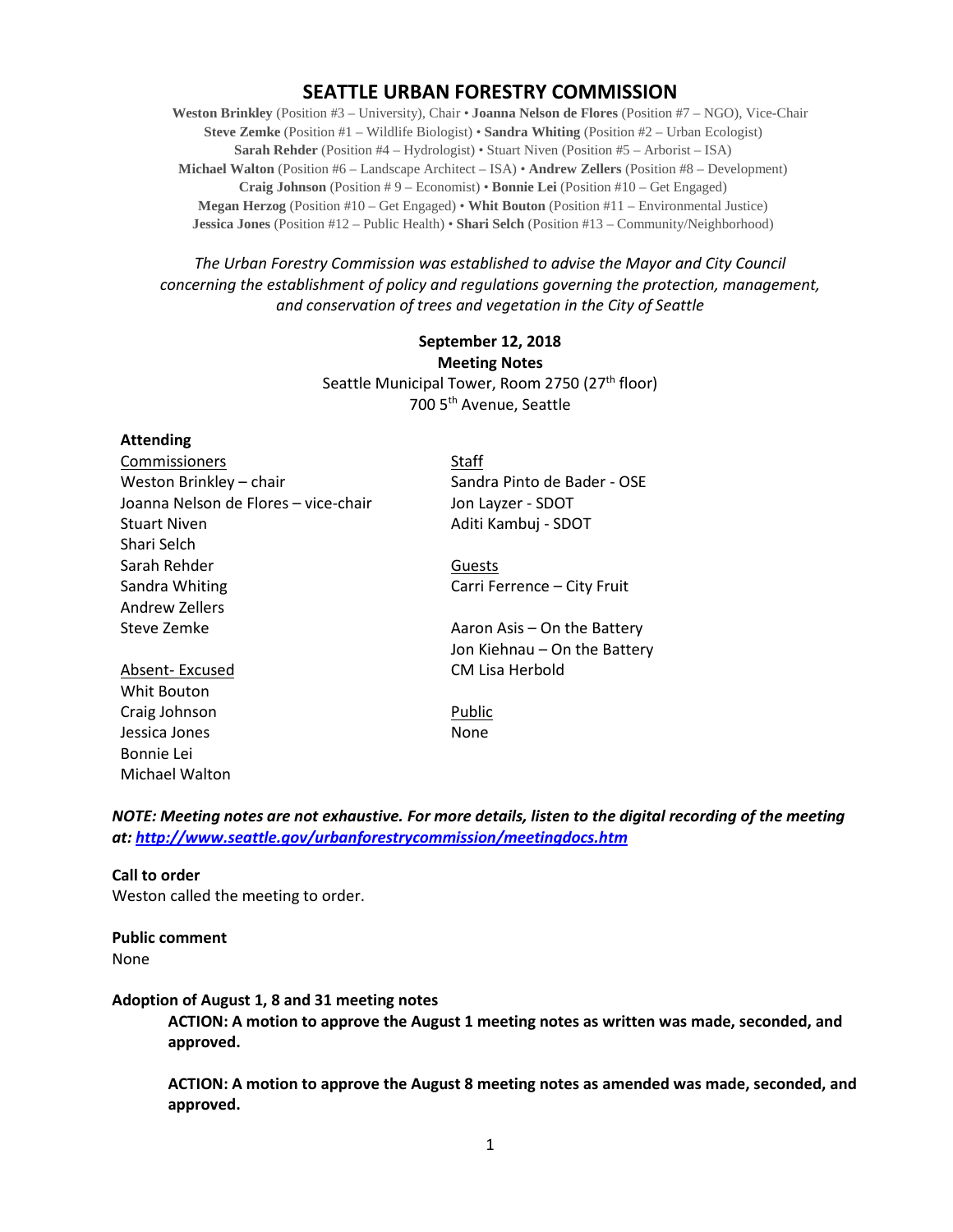# SEATTLE URBAN FORESTRY COMMISSION

**Weston Brinkley** (Position #3 – University), Chair • **Joanna Nelson de Flores** (Position #7 – NGO), Vice-Chair
**Steve Zemke** (Position #1 – Wildlife Biologist) • **Sandra Whiting** (Position #2 – Urban Ecologist)
**Sarah Rehder** (Position #4 – Hydrologist) • Stuart Niven (Position #5 – Arborist – ISA)
**Michael Walton** (Position #6 – Landscape Architect – ISA) • **Andrew Zellers** (Position #8 – Development)
**Craig Johnson** (Position # 9 – Economist) • **Bonnie Lei** (Position #10 – Get Engaged)
**Megan Herzog** (Position #10 – Get Engaged) • **Whit Bouton** (Position #11 – Environmental Justice)
**Jessica Jones** (Position #12 – Public Health) • **Shari Selch** (Position #13 – Community/Neighborhood)

*The Urban Forestry Commission was established to advise the Mayor and City Council concerning the establishment of policy and regulations governing the protection, management, and conservation of trees and vegetation in the City of Seattle*

**September 12, 2018**
**Meeting Notes**
Seattle Municipal Tower, Room 2750 (27th floor)
700 5th Avenue, Seattle

**Attending**

Commissioners
Weston Brinkley – chair
Joanna Nelson de Flores – vice-chair
Stuart Niven
Shari Selch
Sarah Rehder
Sandra Whiting
Andrew Zellers
Steve Zemke

Absent- Excused
Whit Bouton
Craig Johnson
Jessica Jones
Bonnie Lei
Michael Walton

Staff
Sandra Pinto de Bader - OSE
Jon Layzer - SDOT
Aditi Kambuj - SDOT

Guests
Carri Ferrence – City Fruit

Aaron Asis – On the Battery
Jon Kiehnau – On the Battery
CM Lisa Herbold

Public
None

***NOTE: Meeting notes are not exhaustive. For more details, listen to the digital recording of the meeting at: http://www.seattle.gov/urbanforestrycommission/meetingdocs.htm***

**Call to order**
Weston called the meeting to order.

**Public comment**
None

**Adoption of August 1, 8 and 31 meeting notes**

**ACTION: A motion to approve the August 1 meeting notes as written was made, seconded, and approved.**

**ACTION: A motion to approve the August 8 meeting notes as amended was made, seconded, and approved.**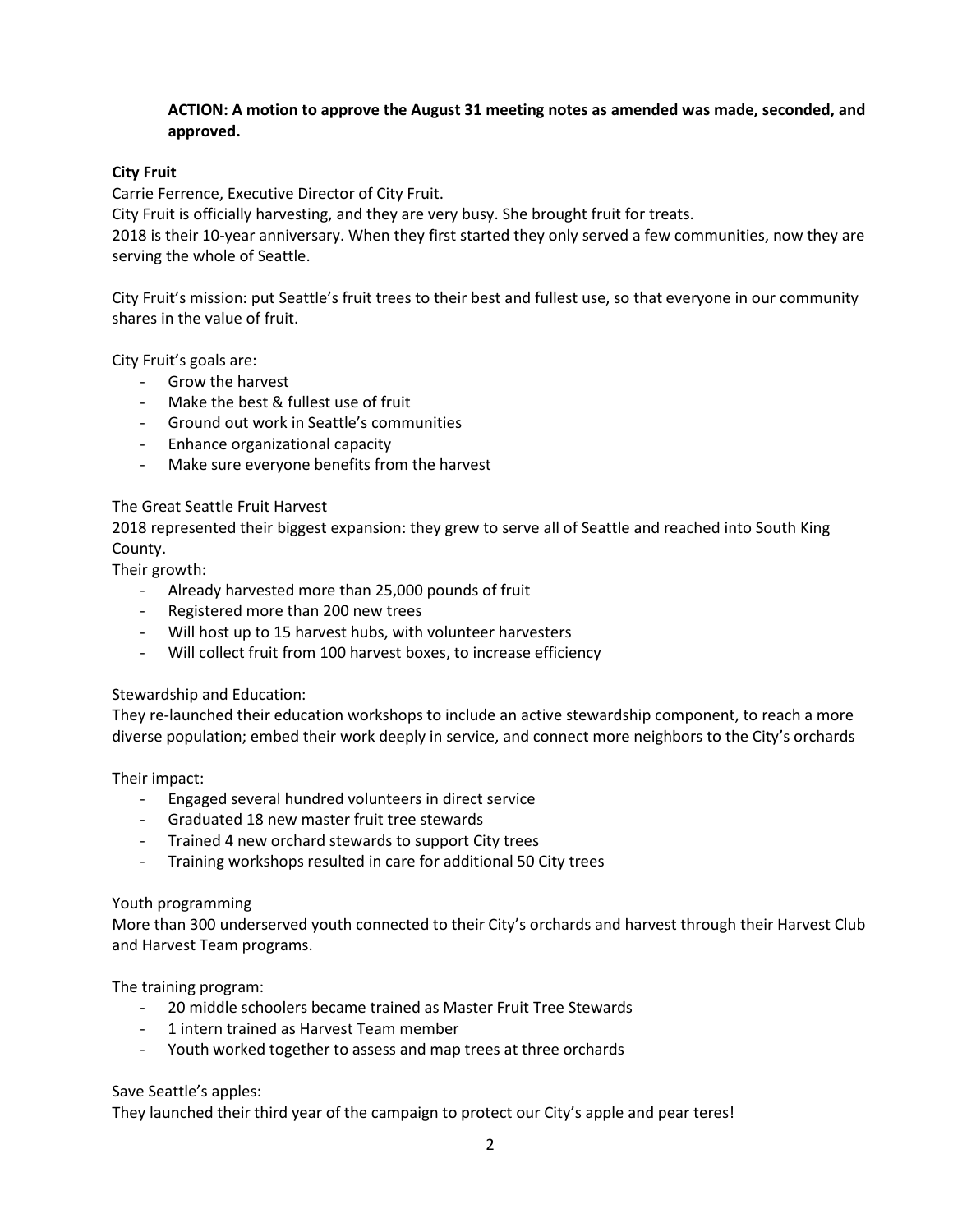**ACTION: A motion to approve the August 31 meeting notes as amended was made, seconded, and approved.**

**City Fruit**

Carrie Ferrence, Executive Director of City Fruit.

City Fruit is officially harvesting, and they are very busy. She brought fruit for treats.

2018 is their 10-year anniversary. When they first started they only served a few communities, now they are serving the whole of Seattle.

City Fruit's mission: put Seattle's fruit trees to their best and fullest use, so that everyone in our community shares in the value of fruit.

City Fruit's goals are:

- Grow the harvest
- Make the best & fullest use of fruit
- Ground out work in Seattle's communities
- Enhance organizational capacity
- Make sure everyone benefits from the harvest

The Great Seattle Fruit Harvest

2018 represented their biggest expansion: they grew to serve all of Seattle and reached into South King County.

Their growth:

- Already harvested more than 25,000 pounds of fruit
- Registered more than 200 new trees
- Will host up to 15 harvest hubs, with volunteer harvesters
- Will collect fruit from 100 harvest boxes, to increase efficiency

Stewardship and Education:

They re-launched their education workshops to include an active stewardship component, to reach a more diverse population; embed their work deeply in service, and connect more neighbors to the City's orchards

Their impact:

- Engaged several hundred volunteers in direct service
- Graduated 18 new master fruit tree stewards
- Trained 4 new orchard stewards to support City trees
- Training workshops resulted in care for additional 50 City trees

Youth programming

More than 300 underserved youth connected to their City's orchards and harvest through their Harvest Club and Harvest Team programs.

The training program:

- 20 middle schoolers became trained as Master Fruit Tree Stewards
- 1 intern trained as Harvest Team member
- Youth worked together to assess and map trees at three orchards

Save Seattle's apples:

They launched their third year of the campaign to protect our City's apple and pear teres!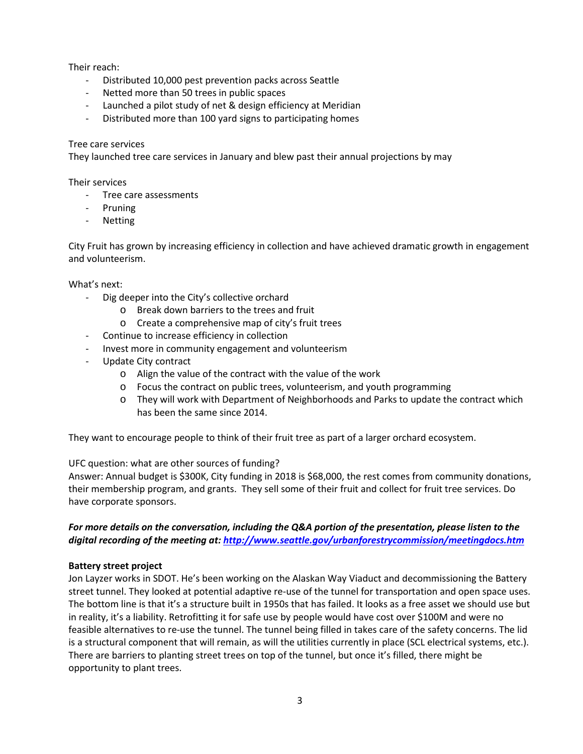Their reach:

- Distributed 10,000 pest prevention packs across Seattle
- Netted more than 50 trees in public spaces
- Launched a pilot study of net & design efficiency at Meridian
- Distributed more than 100 yard signs to participating homes

Tree care services
They launched tree care services in January and blew past their annual projections by may

Their services

- Tree care assessments
- Pruning
- Netting

City Fruit has grown by increasing efficiency in collection and have achieved dramatic growth in engagement and volunteerism.

What's next:

- Dig deeper into the City's collective orchard
  - Break down barriers to the trees and fruit
  - Create a comprehensive map of city's fruit trees
- Continue to increase efficiency in collection
- Invest more in community engagement and volunteerism
- Update City contract
  - Align the value of the contract with the value of the work
  - Focus the contract on public trees, volunteerism, and youth programming
  - They will work with Department of Neighborhoods and Parks to update the contract which has been the same since 2014.

They want to encourage people to think of their fruit tree as part of a larger orchard ecosystem.

UFC question: what are other sources of funding?
Answer: Annual budget is $300K, City funding in 2018 is $68,000, the rest comes from community donations, their membership program, and grants. They sell some of their fruit and collect for fruit tree services. Do have corporate sponsors.

***For more details on the conversation, including the Q&A portion of the presentation, please listen to the digital recording of the meeting at: http://www.seattle.gov/urbanforestrycommission/meetingdocs.htm***

**Battery street project**
Jon Layzer works in SDOT. He's been working on the Alaskan Way Viaduct and decommissioning the Battery street tunnel. They looked at potential adaptive re-use of the tunnel for transportation and open space uses. The bottom line is that it's a structure built in 1950s that has failed. It looks as a free asset we should use but in reality, it's a liability. Retrofitting it for safe use by people would have cost over $100M and were no feasible alternatives to re-use the tunnel. The tunnel being filled in takes care of the safety concerns. The lid is a structural component that will remain, as will the utilities currently in place (SCL electrical systems, etc.). There are barriers to planting street trees on top of the tunnel, but once it's filled, there might be opportunity to plant trees.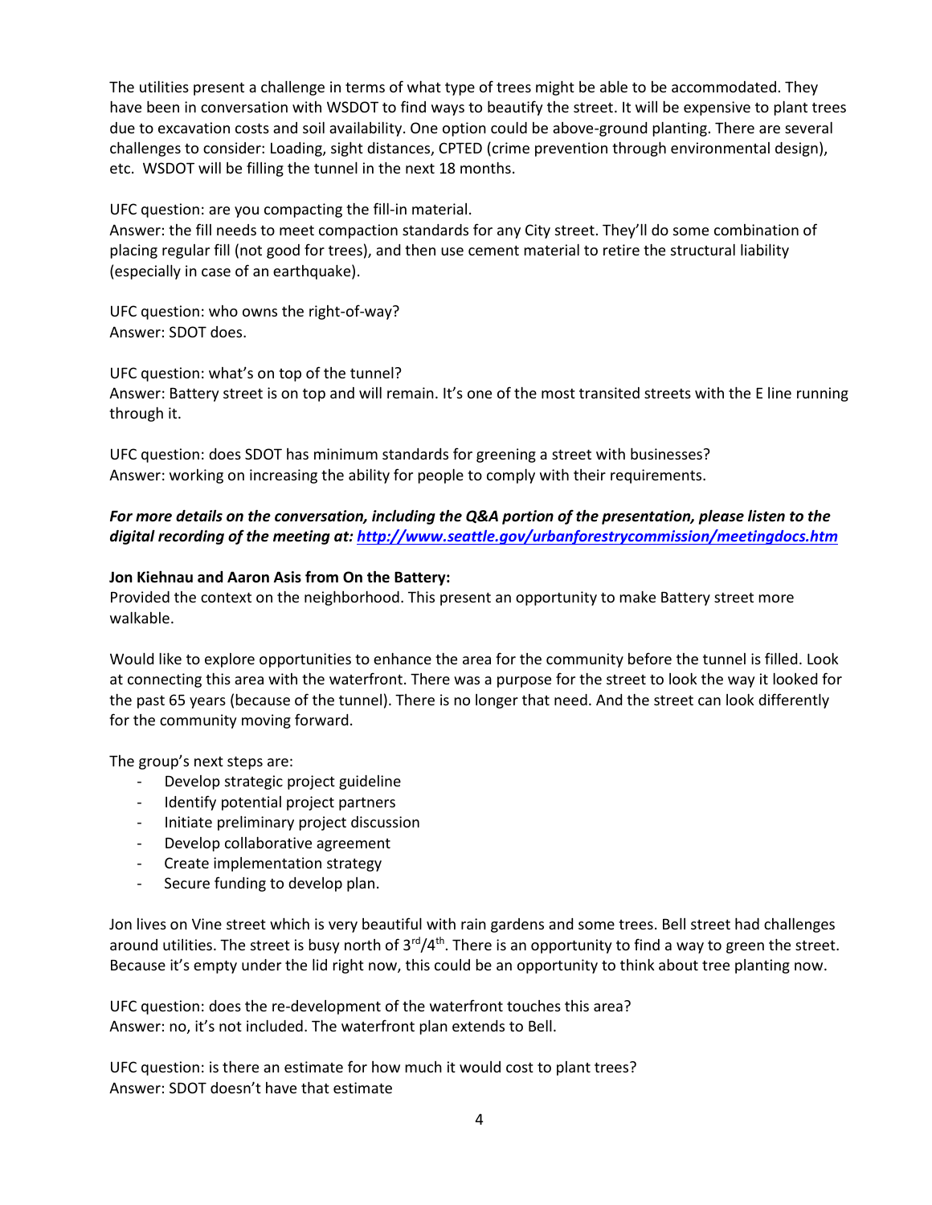The utilities present a challenge in terms of what type of trees might be able to be accommodated. They have been in conversation with WSDOT to find ways to beautify the street. It will be expensive to plant trees due to excavation costs and soil availability. One option could be above-ground planting. There are several challenges to consider: Loading, sight distances, CPTED (crime prevention through environmental design), etc. WSDOT will be filling the tunnel in the next 18 months.

UFC question: are you compacting the fill-in material.
Answer: the fill needs to meet compaction standards for any City street. They'll do some combination of placing regular fill (not good for trees), and then use cement material to retire the structural liability (especially in case of an earthquake).

UFC question: who owns the right-of-way?
Answer: SDOT does.

UFC question: what's on top of the tunnel?
Answer: Battery street is on top and will remain. It's one of the most transited streets with the E line running through it.

UFC question: does SDOT has minimum standards for greening a street with businesses?
Answer: working on increasing the ability for people to comply with their requirements.

***For more details on the conversation, including the Q&A portion of the presentation, please listen to the digital recording of the meeting at: [http://www.seattle.gov/urbanforestrycommission/meetingdocs.htm](http://www.seattle.gov/urbanforestrycommission/meetingdocs.htm)***

**Jon Kiehnau and Aaron Asis from On the Battery:**
Provided the context on the neighborhood. This present an opportunity to make Battery street more walkable.

Would like to explore opportunities to enhance the area for the community before the tunnel is filled. Look at connecting this area with the waterfront. There was a purpose for the street to look the way it looked for the past 65 years (because of the tunnel). There is no longer that need. And the street can look differently for the community moving forward.

The group's next steps are:

- Develop strategic project guideline
- Identify potential project partners
- Initiate preliminary project discussion
- Develop collaborative agreement
- Create implementation strategy
- Secure funding to develop plan.

Jon lives on Vine street which is very beautiful with rain gardens and some trees. Bell street had challenges around utilities. The street is busy north of 3rd/4th. There is an opportunity to find a way to green the street. Because it's empty under the lid right now, this could be an opportunity to think about tree planting now.

UFC question: does the re-development of the waterfront touches this area?
Answer: no, it's not included. The waterfront plan extends to Bell.

UFC question: is there an estimate for how much it would cost to plant trees?
Answer: SDOT doesn't have that estimate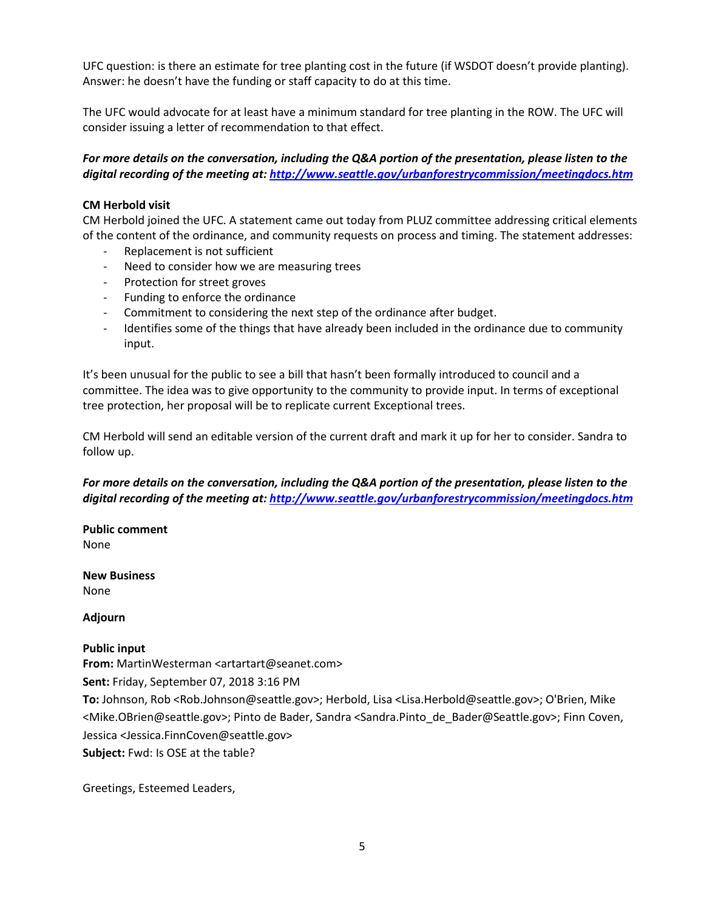UFC question: is there an estimate for tree planting cost in the future (if WSDOT doesn't provide planting). Answer: he doesn't have the funding or staff capacity to do at this time.

The UFC would advocate for at least have a minimum standard for tree planting in the ROW. The UFC will consider issuing a letter of recommendation to that effect.

***For more details on the conversation, including the Q&A portion of the presentation, please listen to the digital recording of the meeting at: [http://www.seattle.gov/urbanforestrycommission/meetingdocs.htm](http://www.seattle.gov/urbanforestrycommission/meetingdocs.htm)***

**CM Herbold visit**

CM Herbold joined the UFC. A statement came out today from PLUZ committee addressing critical elements of the content of the ordinance, and community requests on process and timing. The statement addresses:

- Replacement is not sufficient
- Need to consider how we are measuring trees
- Protection for street groves
- Funding to enforce the ordinance
- Commitment to considering the next step of the ordinance after budget.
- Identifies some of the things that have already been included in the ordinance due to community input.

It's been unusual for the public to see a bill that hasn't been formally introduced to council and a committee. The idea was to give opportunity to the community to provide input. In terms of exceptional tree protection, her proposal will be to replicate current Exceptional trees.

CM Herbold will send an editable version of the current draft and mark it up for her to consider. Sandra to follow up.

***For more details on the conversation, including the Q&A portion of the presentation, please listen to the digital recording of the meeting at: [http://www.seattle.gov/urbanforestrycommission/meetingdocs.htm](http://www.seattle.gov/urbanforestrycommission/meetingdocs.htm)***

**Public comment**

None

**New Business**

None

**Adjourn**

**Public input**

**From:** MartinWesterman <artartart@seanet.com>
**Sent:** Friday, September 07, 2018 3:16 PM
**To:** Johnson, Rob <Rob.Johnson@seattle.gov>; Herbold, Lisa <Lisa.Herbold@seattle.gov>; O'Brien, Mike <Mike.OBrien@seattle.gov>; Pinto de Bader, Sandra <Sandra.Pinto_de_Bader@Seattle.gov>; Finn Coven, Jessica <Jessica.FinnCoven@seattle.gov>
**Subject:** Fwd: Is OSE at the table?

Greetings, Esteemed Leaders,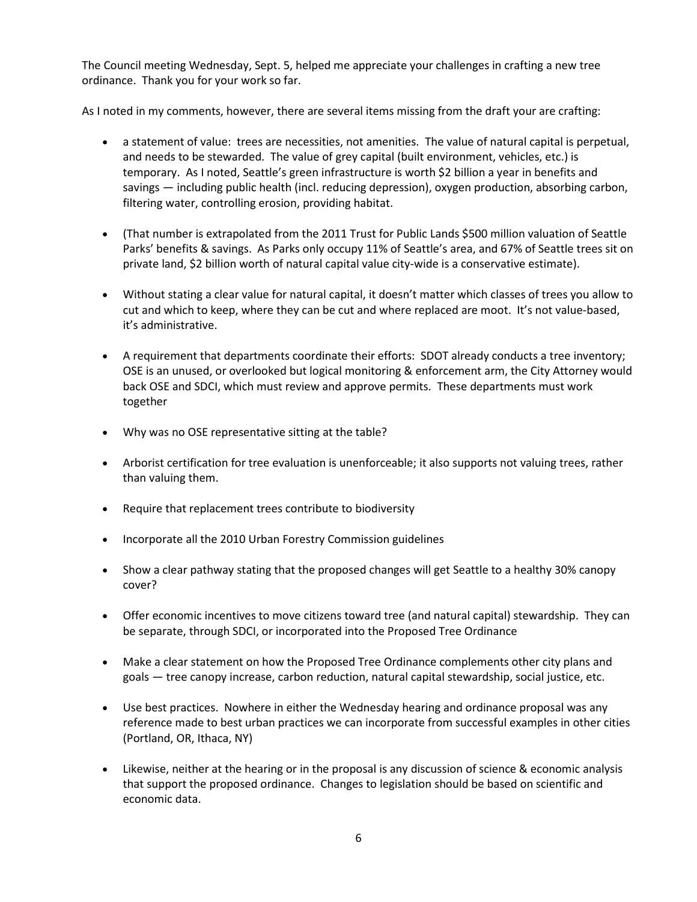The Council meeting Wednesday, Sept. 5, helped me appreciate your challenges in crafting a new tree ordinance. Thank you for your work so far.

As I noted in my comments, however, there are several items missing from the draft your are crafting:

- a statement of value: trees are necessities, not amenities. The value of natural capital is perpetual, and needs to be stewarded. The value of grey capital (built environment, vehicles, etc.) is temporary. As I noted, Seattle's green infrastructure is worth $2 billion a year in benefits and savings — including public health (incl. reducing depression), oxygen production, absorbing carbon, filtering water, controlling erosion, providing habitat.
- (That number is extrapolated from the 2011 Trust for Public Lands $500 million valuation of Seattle Parks' benefits & savings. As Parks only occupy 11% of Seattle's area, and 67% of Seattle trees sit on private land, $2 billion worth of natural capital value city-wide is a conservative estimate).
- Without stating a clear value for natural capital, it doesn't matter which classes of trees you allow to cut and which to keep, where they can be cut and where replaced are moot. It's not value-based, it's administrative.
- A requirement that departments coordinate their efforts: SDOT already conducts a tree inventory; OSE is an unused, or overlooked but logical monitoring & enforcement arm, the City Attorney would back OSE and SDCI, which must review and approve permits. These departments must work together
- Why was no OSE representative sitting at the table?
- Arborist certification for tree evaluation is unenforceable; it also supports not valuing trees, rather than valuing them.
- Require that replacement trees contribute to biodiversity
- Incorporate all the 2010 Urban Forestry Commission guidelines
- Show a clear pathway stating that the proposed changes will get Seattle to a healthy 30% canopy cover?
- Offer economic incentives to move citizens toward tree (and natural capital) stewardship. They can be separate, through SDCI, or incorporated into the Proposed Tree Ordinance
- Make a clear statement on how the Proposed Tree Ordinance complements other city plans and goals — tree canopy increase, carbon reduction, natural capital stewardship, social justice, etc.
- Use best practices. Nowhere in either the Wednesday hearing and ordinance proposal was any reference made to best urban practices we can incorporate from successful examples in other cities (Portland, OR, Ithaca, NY)
- Likewise, neither at the hearing or in the proposal is any discussion of science & economic analysis that support the proposed ordinance. Changes to legislation should be based on scientific and economic data.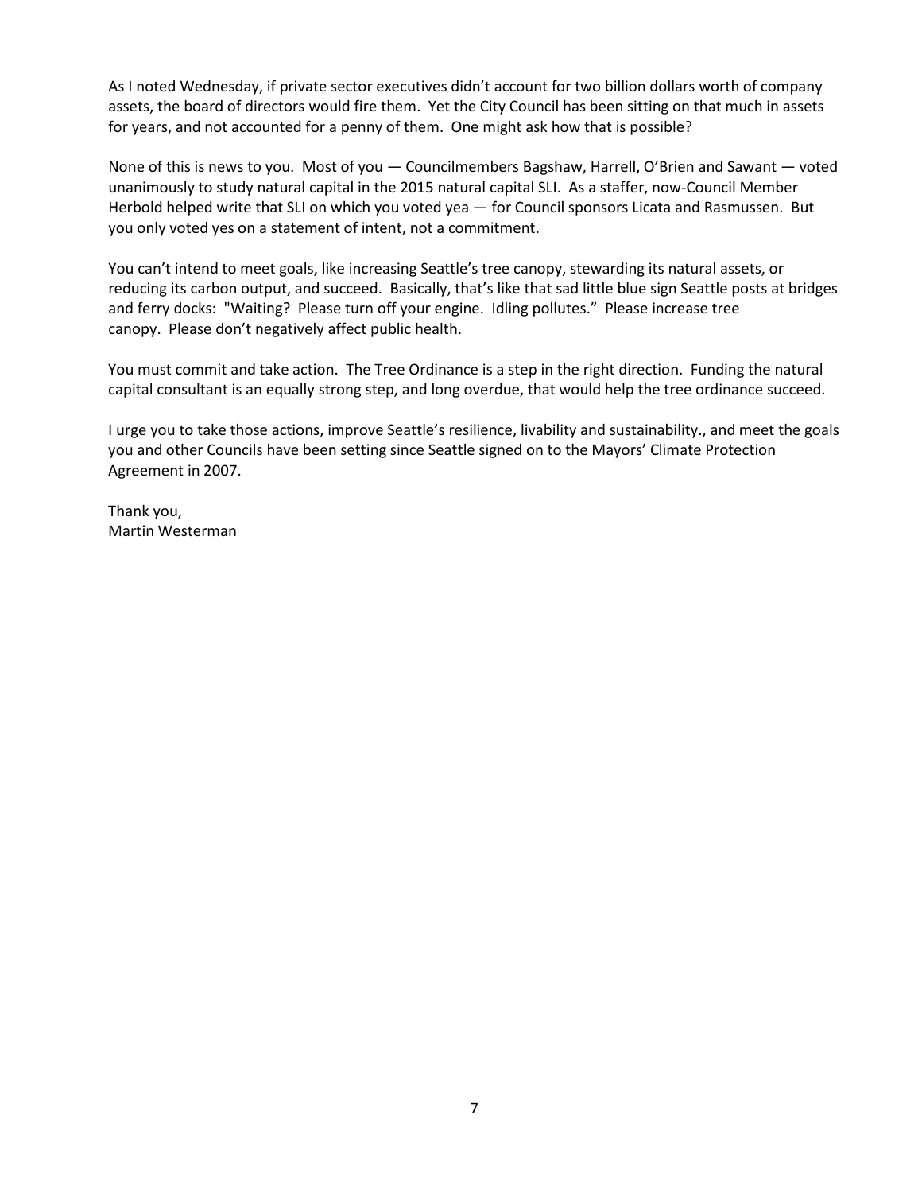As I noted Wednesday, if private sector executives didn't account for two billion dollars worth of company assets, the board of directors would fire them. Yet the City Council has been sitting on that much in assets for years, and not accounted for a penny of them. One might ask how that is possible?

None of this is news to you. Most of you — Councilmembers Bagshaw, Harrell, O'Brien and Sawant — voted unanimously to study natural capital in the 2015 natural capital SLI. As a staffer, now-Council Member Herbold helped write that SLI on which you voted yea — for Council sponsors Licata and Rasmussen. But you only voted yes on a statement of intent, not a commitment.

You can't intend to meet goals, like increasing Seattle's tree canopy, stewarding its natural assets, or reducing its carbon output, and succeed. Basically, that's like that sad little blue sign Seattle posts at bridges and ferry docks: "Waiting? Please turn off your engine. Idling pollutes." Please increase tree canopy. Please don't negatively affect public health.

You must commit and take action. The Tree Ordinance is a step in the right direction. Funding the natural capital consultant is an equally strong step, and long overdue, that would help the tree ordinance succeed.

I urge you to take those actions, improve Seattle's resilience, livability and sustainability., and meet the goals you and other Councils have been setting since Seattle signed on to the Mayors' Climate Protection Agreement in 2007.

Thank you,
Martin Westerman